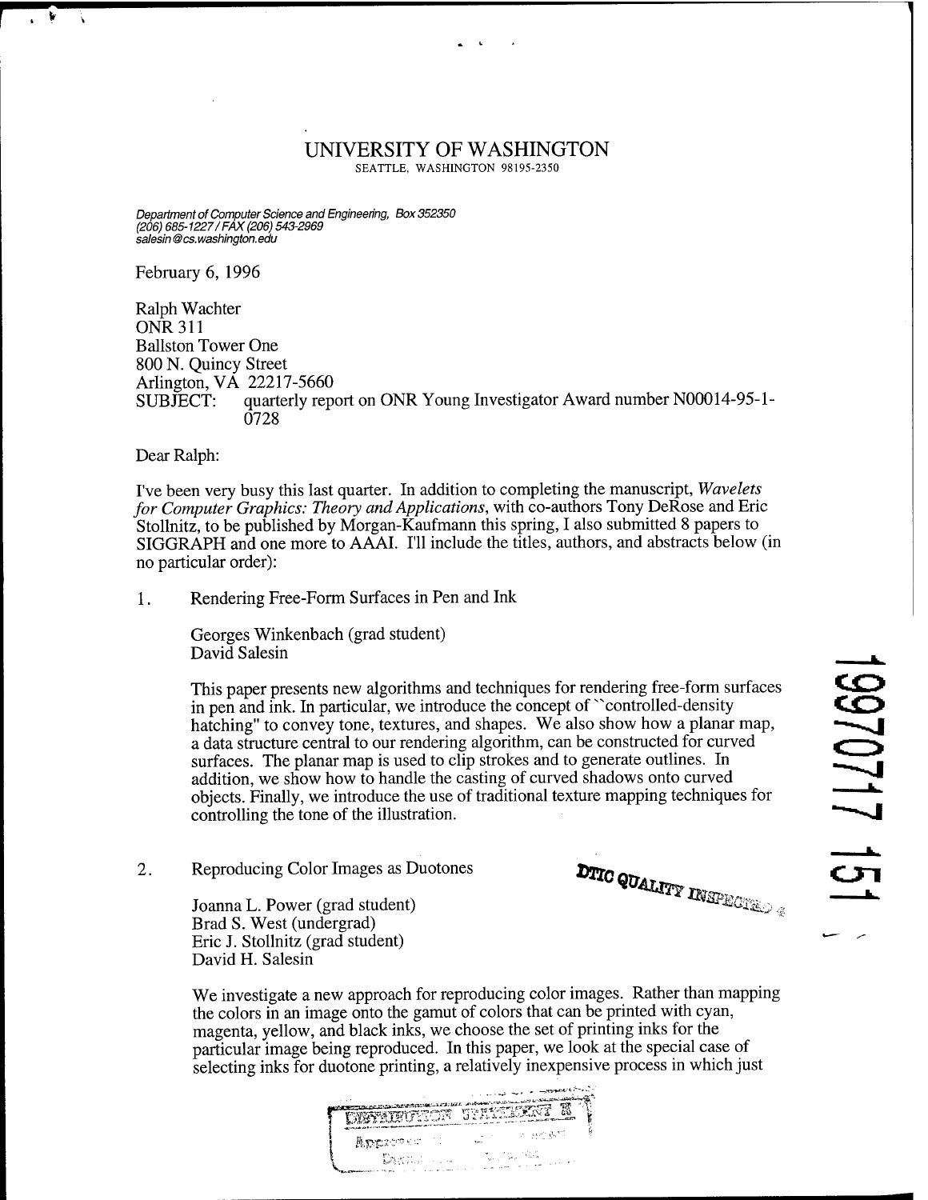# UNIVERSITY OF WASHINGTON

SEATTLE, WASHINGTON 98195-2350

*Department of Computer Science and Engineering, Box 352350*
*(206) 685-1227 / FAX (206) 543-2969*
*salesin@cs.washington.edu*

February 6, 1996

Ralph Wachter
ONR 311
Ballston Tower One
800 N. Quincy Street
Arlington, VA 22217-5660

SUBJECT: quarterly report on ONR Young Investigator Award number N00014-95-1-0728

Dear Ralph:

I've been very busy this last quarter. In addition to completing the manuscript, *Wavelets for Computer Graphics: Theory and Applications*, with co-authors Tony DeRose and Eric Stollnitz, to be published by Morgan-Kaufmann this spring, I also submitted 8 papers to SIGGRAPH and one more to AAAI. I'll include the titles, authors, and abstracts below (in no particular order):

1. Rendering Free-Form Surfaces in Pen and Ink

   Georges Winkenbach (grad student)
   David Salesin

   This paper presents new algorithms and techniques for rendering free-form surfaces in pen and ink. In particular, we introduce the concept of ``controlled-density hatching" to convey tone, textures, and shapes. We also show how a planar map, a data structure central to our rendering algorithm, can be constructed for curved surfaces. The planar map is used to clip strokes and to generate outlines. In addition, we show how to handle the casting of curved shadows onto curved objects. Finally, we introduce the use of traditional texture mapping techniques for controlling the tone of the illustration.

2. Reproducing Color Images as Duotones

   Joanna L. Power (grad student)
   Brad S. West (undergrad)
   Eric J. Stollnitz (grad student)
   David H. Salesin

   We investigate a new approach for reproducing color images. Rather than mapping the colors in an image onto the gamut of colors that can be printed with cyan, magenta, yellow, and black inks, we choose the set of printing inks for the particular image being reproduced. In this paper, we look at the special case of selecting inks for duotone printing, a relatively inexpensive process in which just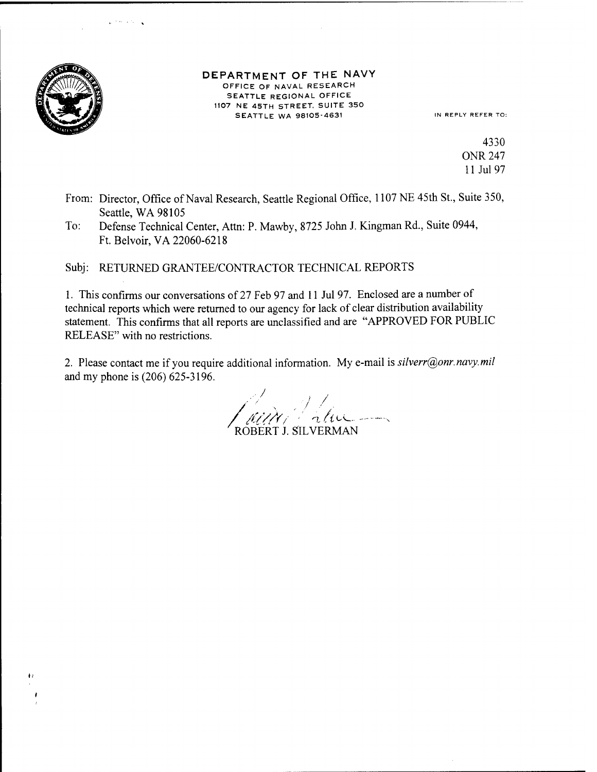**DEPARTMENT OF THE NAVY**
OFFICE OF NAVAL RESEARCH
SEATTLE REGIONAL OFFICE
1107 NE 45TH STREET, SUITE 350
SEATTLE WA 98105-4631

IN REPLY REFER TO:

4330
ONR 247
11 Jul 97

From: Director, Office of Naval Research, Seattle Regional Office, 1107 NE 45th St., Suite 350, Seattle, WA 98105

To: Defense Technical Center, Attn: P. Mawby, 8725 John J. Kingman Rd., Suite 0944, Ft. Belvoir, VA 22060-6218

Subj: RETURNED GRANTEE/CONTRACTOR TECHNICAL REPORTS

1. This confirms our conversations of 27 Feb 97 and 11 Jul 97. Enclosed are a number of technical reports which were returned to our agency for lack of clear distribution availability statement. This confirms that all reports are unclassified and are "APPROVED FOR PUBLIC RELEASE" with no restrictions.

2. Please contact me if you require additional information. My e-mail is *silverr@onr.navy.mil* and my phone is (206) 625-3196.

ROBERT J. SILVERMAN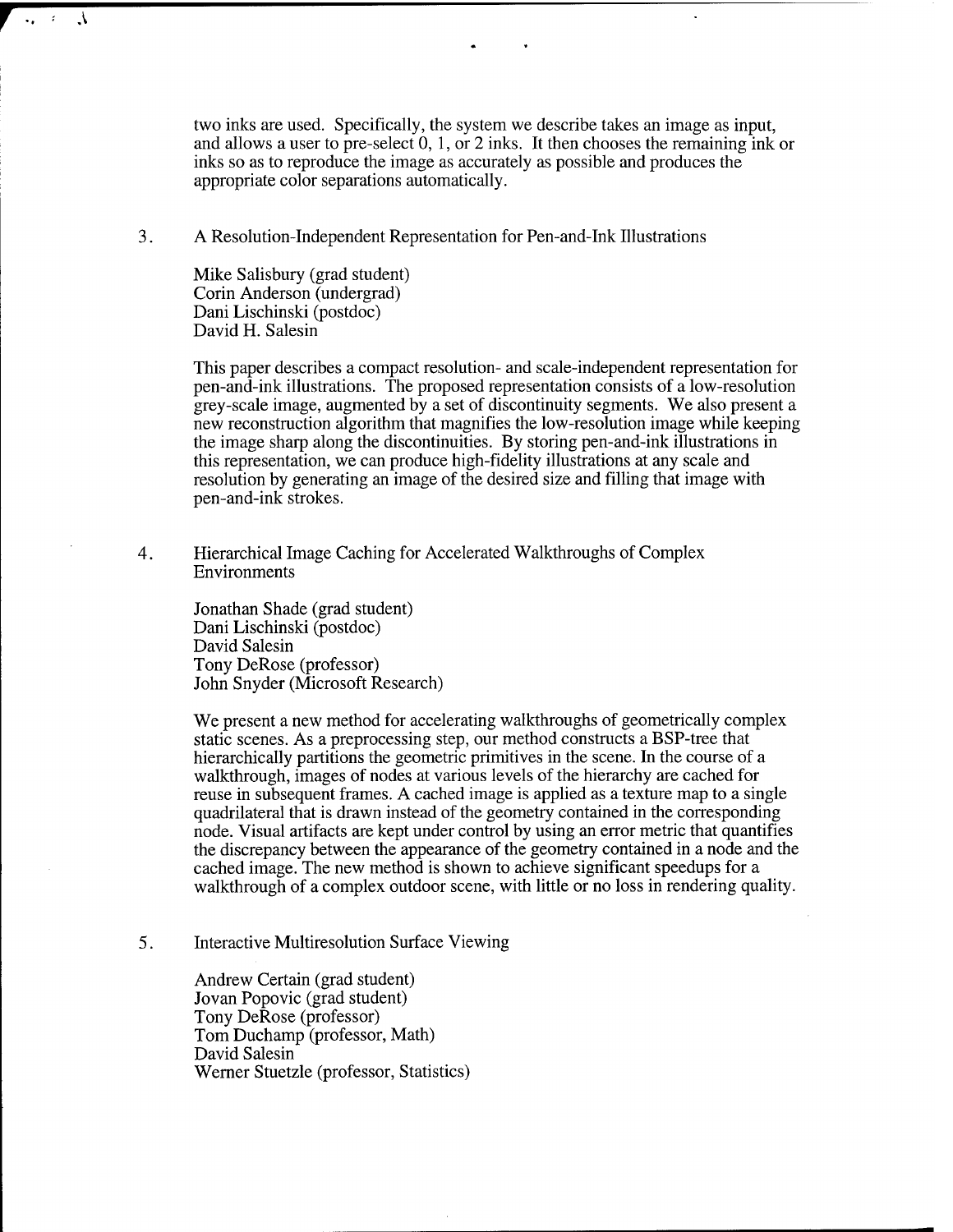two inks are used. Specifically, the system we describe takes an image as input, and allows a user to pre-select 0, 1, or 2 inks. It then chooses the remaining ink or inks so as to reproduce the image as accurately as possible and produces the appropriate color separations automatically.

3. A Resolution-Independent Representation for Pen-and-Ink Illustrations

   Mike Salisbury (grad student)
   Corin Anderson (undergrad)
   Dani Lischinski (postdoc)
   David H. Salesin

   This paper describes a compact resolution- and scale-independent representation for pen-and-ink illustrations. The proposed representation consists of a low-resolution grey-scale image, augmented by a set of discontinuity segments. We also present a new reconstruction algorithm that magnifies the low-resolution image while keeping the image sharp along the discontinuities. By storing pen-and-ink illustrations in this representation, we can produce high-fidelity illustrations at any scale and resolution by generating an image of the desired size and filling that image with pen-and-ink strokes.

4. Hierarchical Image Caching for Accelerated Walkthroughs of Complex Environments

   Jonathan Shade (grad student)
   Dani Lischinski (postdoc)
   David Salesin
   Tony DeRose (professor)
   John Snyder (Microsoft Research)

   We present a new method for accelerating walkthroughs of geometrically complex static scenes. As a preprocessing step, our method constructs a BSP-tree that hierarchically partitions the geometric primitives in the scene. In the course of a walkthrough, images of nodes at various levels of the hierarchy are cached for reuse in subsequent frames. A cached image is applied as a texture map to a single quadrilateral that is drawn instead of the geometry contained in the corresponding node. Visual artifacts are kept under control by using an error metric that quantifies the discrepancy between the appearance of the geometry contained in a node and the cached image. The new method is shown to achieve significant speedups for a walkthrough of a complex outdoor scene, with little or no loss in rendering quality.

5. Interactive Multiresolution Surface Viewing

   Andrew Certain (grad student)
   Jovan Popovic (grad student)
   Tony DeRose (professor)
   Tom Duchamp (professor, Math)
   David Salesin
   Werner Stuetzle (professor, Statistics)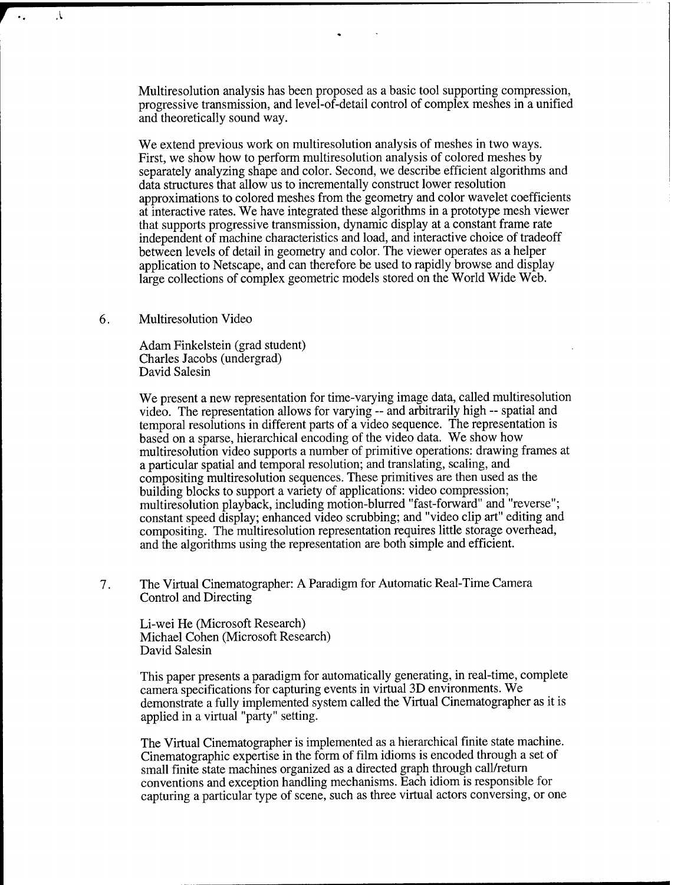Multiresolution analysis has been proposed as a basic tool supporting compression, progressive transmission, and level-of-detail control of complex meshes in a unified and theoretically sound way.

We extend previous work on multiresolution analysis of meshes in two ways. First, we show how to perform multiresolution analysis of colored meshes by separately analyzing shape and color. Second, we describe efficient algorithms and data structures that allow us to incrementally construct lower resolution approximations to colored meshes from the geometry and color wavelet coefficients at interactive rates. We have integrated these algorithms in a prototype mesh viewer that supports progressive transmission, dynamic display at a constant frame rate independent of machine characteristics and load, and interactive choice of tradeoff between levels of detail in geometry and color. The viewer operates as a helper application to Netscape, and can therefore be used to rapidly browse and display large collections of complex geometric models stored on the World Wide Web.

6. Multiresolution Video

Adam Finkelstein (grad student)
Charles Jacobs (undergrad)
David Salesin

We present a new representation for time-varying image data, called multiresolution video. The representation allows for varying -- and arbitrarily high -- spatial and temporal resolutions in different parts of a video sequence. The representation is based on a sparse, hierarchical encoding of the video data. We show how multiresolution video supports a number of primitive operations: drawing frames at a particular spatial and temporal resolution; and translating, scaling, and compositing multiresolution sequences. These primitives are then used as the building blocks to support a variety of applications: video compression; multiresolution playback, including motion-blurred "fast-forward" and "reverse"; constant speed display; enhanced video scrubbing; and "video clip art" editing and compositing. The multiresolution representation requires little storage overhead, and the algorithms using the representation are both simple and efficient.

7. The Virtual Cinematographer: A Paradigm for Automatic Real-Time Camera Control and Directing

Li-wei He (Microsoft Research)
Michael Cohen (Microsoft Research)
David Salesin

This paper presents a paradigm for automatically generating, in real-time, complete camera specifications for capturing events in virtual 3D environments. We demonstrate a fully implemented system called the Virtual Cinematographer as it is applied in a virtual "party" setting.

The Virtual Cinematographer is implemented as a hierarchical finite state machine. Cinematographic expertise in the form of film idioms is encoded through a set of small finite state machines organized as a directed graph through call/return conventions and exception handling mechanisms. Each idiom is responsible for capturing a particular type of scene, such as three virtual actors conversing, or one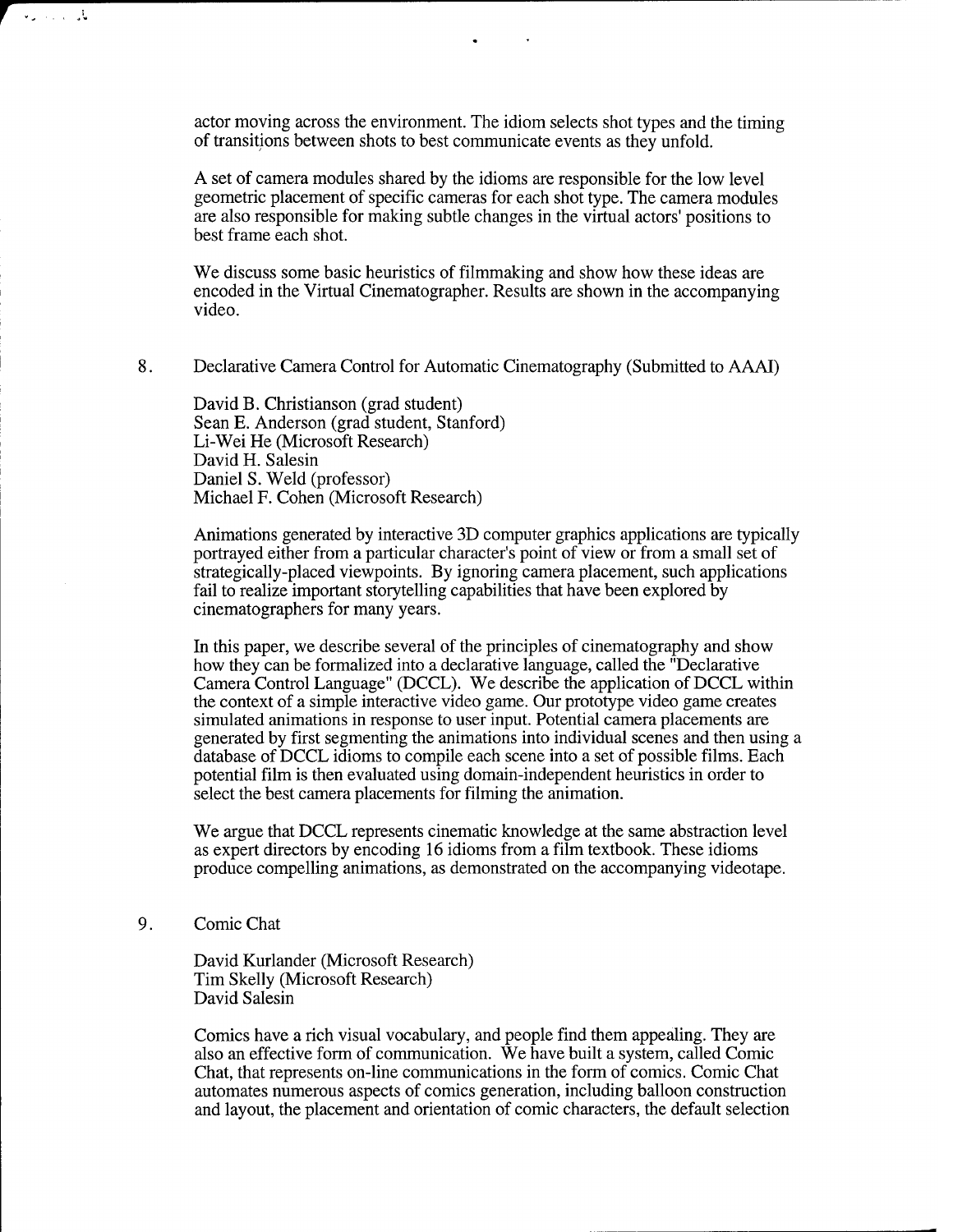actor moving across the environment. The idiom selects shot types and the timing of transitions between shots to best communicate events as they unfold.

A set of camera modules shared by the idioms are responsible for the low level geometric placement of specific cameras for each shot type. The camera modules are also responsible for making subtle changes in the virtual actors' positions to best frame each shot.

We discuss some basic heuristics of filmmaking and show how these ideas are encoded in the Virtual Cinematographer. Results are shown in the accompanying video.

8. Declarative Camera Control for Automatic Cinematography (Submitted to AAAI)

David B. Christianson (grad student)
Sean E. Anderson (grad student, Stanford)
Li-Wei He (Microsoft Research)
David H. Salesin
Daniel S. Weld (professor)
Michael F. Cohen (Microsoft Research)

Animations generated by interactive 3D computer graphics applications are typically portrayed either from a particular character's point of view or from a small set of strategically-placed viewpoints. By ignoring camera placement, such applications fail to realize important storytelling capabilities that have been explored by cinematographers for many years.

In this paper, we describe several of the principles of cinematography and show how they can be formalized into a declarative language, called the "Declarative Camera Control Language" (DCCL). We describe the application of DCCL within the context of a simple interactive video game. Our prototype video game creates simulated animations in response to user input. Potential camera placements are generated by first segmenting the animations into individual scenes and then using a database of DCCL idioms to compile each scene into a set of possible films. Each potential film is then evaluated using domain-independent heuristics in order to select the best camera placements for filming the animation.

We argue that DCCL represents cinematic knowledge at the same abstraction level as expert directors by encoding 16 idioms from a film textbook. These idioms produce compelling animations, as demonstrated on the accompanying videotape.

9. Comic Chat

David Kurlander (Microsoft Research)
Tim Skelly (Microsoft Research)
David Salesin

Comics have a rich visual vocabulary, and people find them appealing. They are also an effective form of communication. We have built a system, called Comic Chat, that represents on-line communications in the form of comics. Comic Chat automates numerous aspects of comics generation, including balloon construction and layout, the placement and orientation of comic characters, the default selection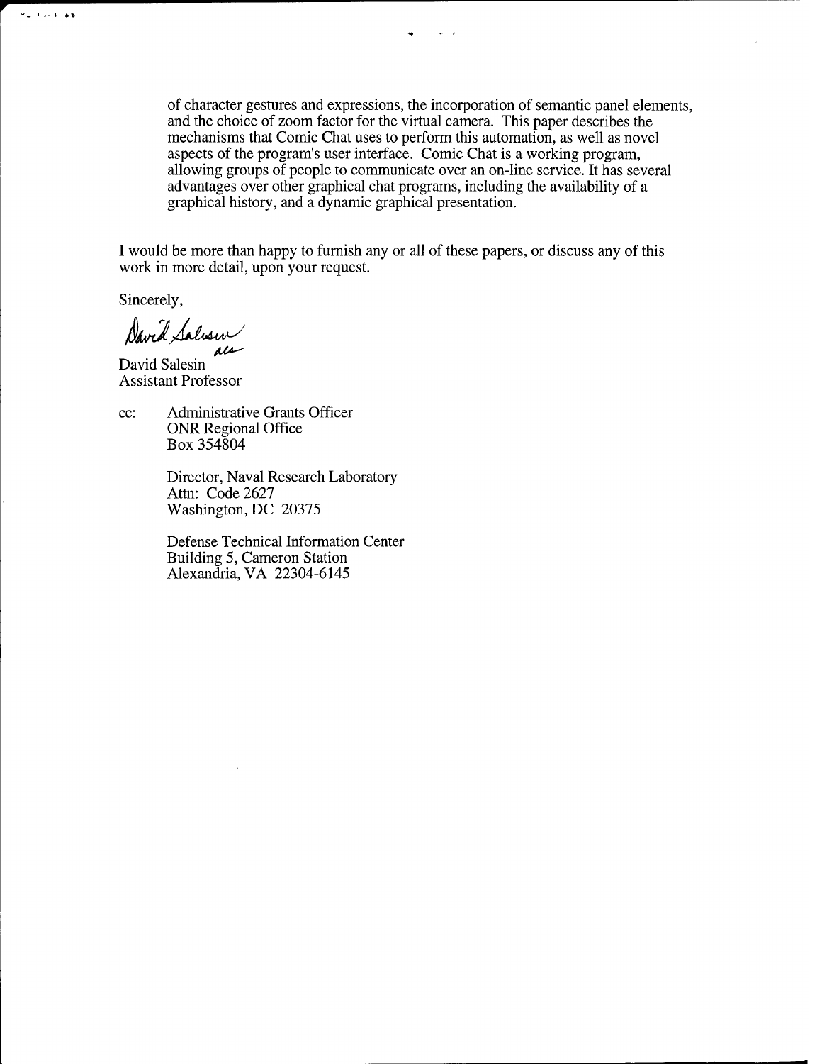of character gestures and expressions, the incorporation of semantic panel elements, and the choice of zoom factor for the virtual camera. This paper describes the mechanisms that Comic Chat uses to perform this automation, as well as novel aspects of the program's user interface. Comic Chat is a working program, allowing groups of people to communicate over an on-line service. It has several advantages over other graphical chat programs, including the availability of a graphical history, and a dynamic graphical presentation.

I would be more than happy to furnish any or all of these papers, or discuss any of this work in more detail, upon your request.

Sincerely,

David Salesin

David Salesin
Assistant Professor

cc: Administrative Grants Officer
ONR Regional Office
Box 354804

Director, Naval Research Laboratory
Attn: Code 2627
Washington, DC 20375

Defense Technical Information Center
Building 5, Cameron Station
Alexandria, VA 22304-6145